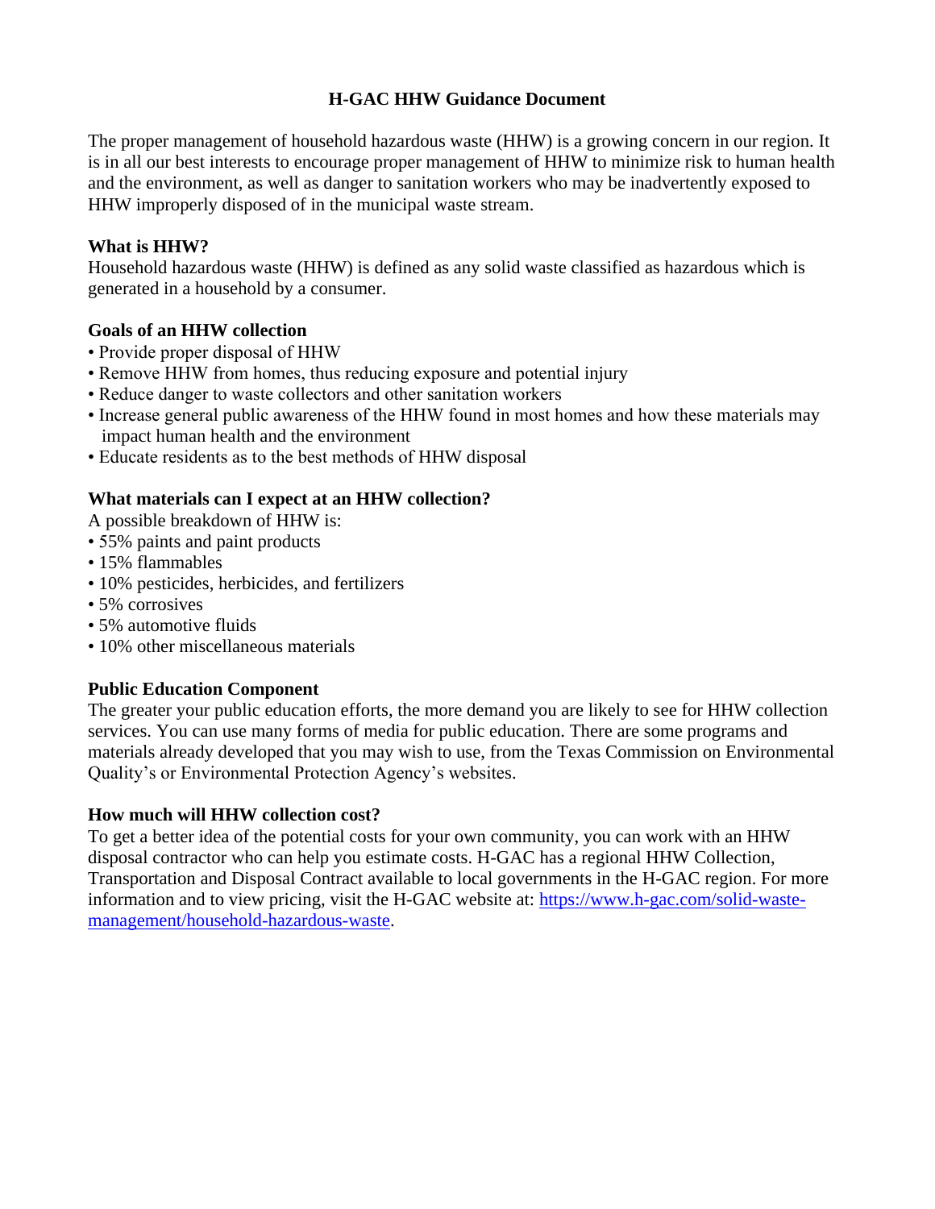# H-GAC HHW Guidance Document

The proper management of household hazardous waste (HHW) is a growing concern in our region. It is in all our best interests to encourage proper management of HHW to minimize risk to human health and the environment, as well as danger to sanitation workers who may be inadvertently exposed to HHW improperly disposed of in the municipal waste stream.

## What is HHW?

Household hazardous waste (HHW) is defined as any solid waste classified as hazardous which is generated in a household by a consumer.

## Goals of an HHW collection

- Provide proper disposal of HHW
- Remove HHW from homes, thus reducing exposure and potential injury
- Reduce danger to waste collectors and other sanitation workers
- Increase general public awareness of the HHW found in most homes and how these materials may impact human health and the environment
- Educate residents as to the best methods of HHW disposal

## What materials can I expect at an HHW collection?

A possible breakdown of HHW is:

- 55% paints and paint products
- 15% flammables
- 10% pesticides, herbicides, and fertilizers
- 5% corrosives
- 5% automotive fluids
- 10% other miscellaneous materials

## Public Education Component

The greater your public education efforts, the more demand you are likely to see for HHW collection services. You can use many forms of media for public education. There are some programs and materials already developed that you may wish to use, from the Texas Commission on Environmental Quality's or Environmental Protection Agency's websites.

## How much will HHW collection cost?

To get a better idea of the potential costs for your own community, you can work with an HHW disposal contractor who can help you estimate costs. H-GAC has a regional HHW Collection, Transportation and Disposal Contract available to local governments in the H-GAC region. For more information and to view pricing, visit the H-GAC website at: [https://www.h-gac.com/solid-waste-management/household-hazardous-waste](https://www.h-gac.com/solid-waste-management/household-hazardous-waste).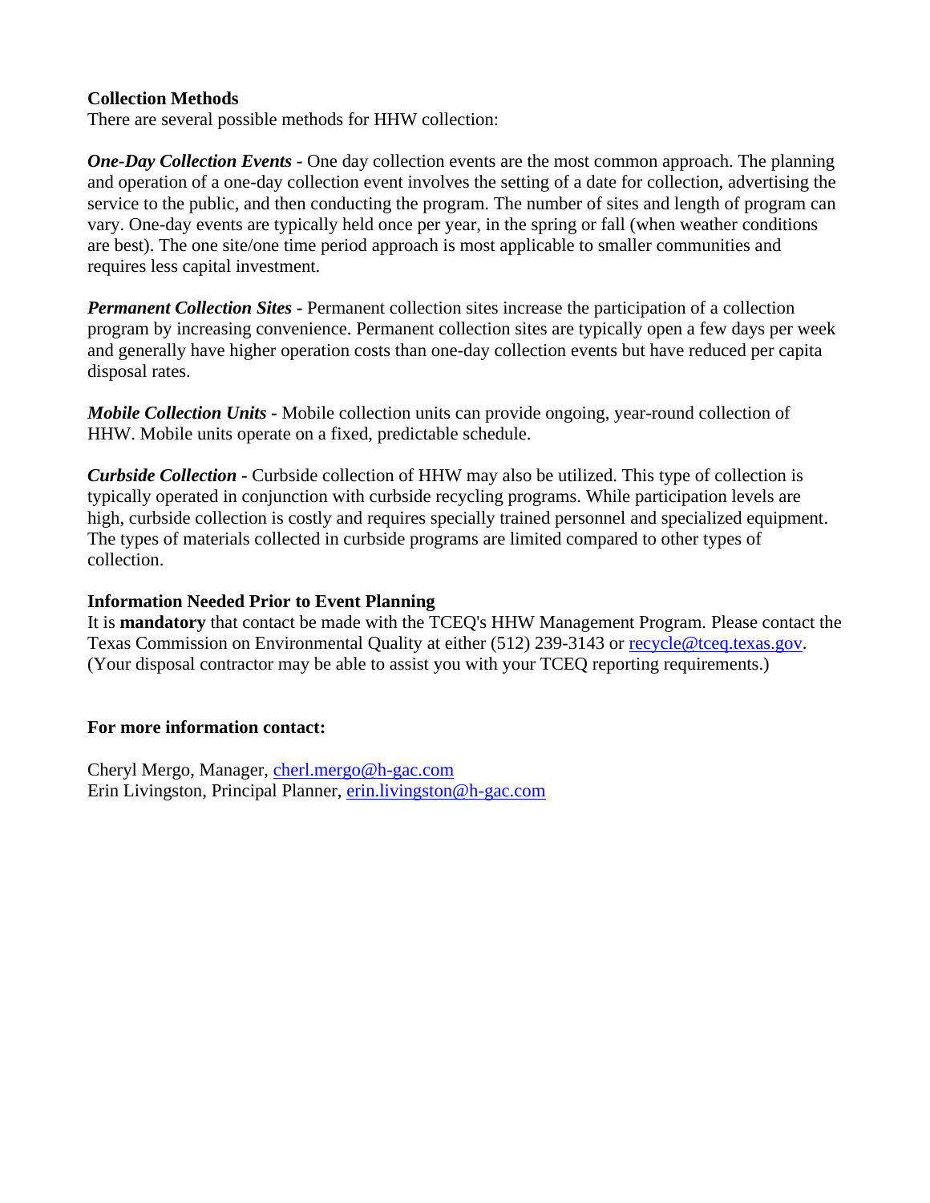**Collection Methods**

There are several possible methods for HHW collection:

***One-Day Collection Events*** **-** One day collection events are the most common approach. The planning and operation of a one-day collection event involves the setting of a date for collection, advertising the service to the public, and then conducting the program. The number of sites and length of program can vary. One-day events are typically held once per year, in the spring or fall (when weather conditions are best). The one site/one time period approach is most applicable to smaller communities and requires less capital investment.

***Permanent Collection Sites*** **-** Permanent collection sites increase the participation of a collection program by increasing convenience. Permanent collection sites are typically open a few days per week and generally have higher operation costs than one-day collection events but have reduced per capita disposal rates.

***Mobile Collection Units*** **-** Mobile collection units can provide ongoing, year-round collection of HHW. Mobile units operate on a fixed, predictable schedule.

***Curbside Collection*** **-** Curbside collection of HHW may also be utilized. This type of collection is typically operated in conjunction with curbside recycling programs. While participation levels are high, curbside collection is costly and requires specially trained personnel and specialized equipment. The types of materials collected in curbside programs are limited compared to other types of collection.

**Information Needed Prior to Event Planning**

It is **mandatory** that contact be made with the TCEQ's HHW Management Program. Please contact the Texas Commission on Environmental Quality at either (512) 239-3143 or recycle@tceq.texas.gov. (Your disposal contractor may be able to assist you with your TCEQ reporting requirements.)

**For more information contact:**

Cheryl Mergo, Manager, cherl.mergo@h-gac.com
Erin Livingston, Principal Planner, erin.livingston@h-gac.com